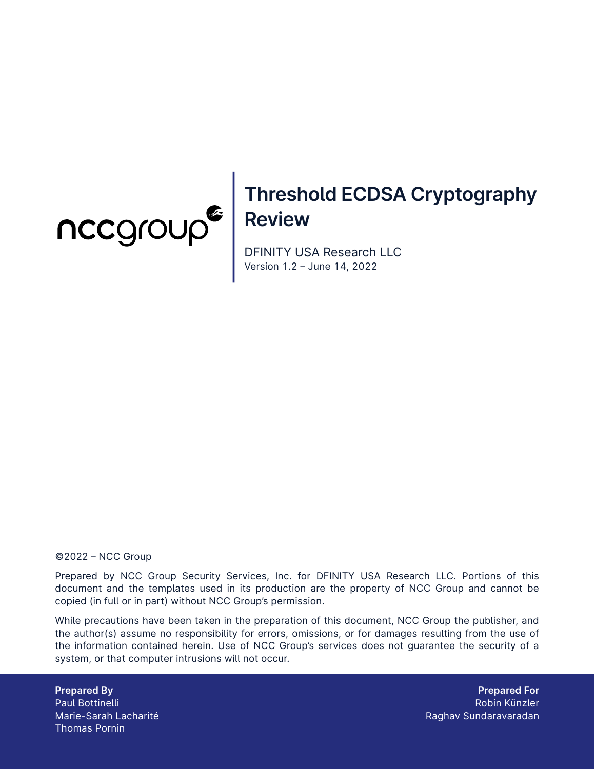# Threshold ECDSA Cryptography Review

DFINITY USA Research LLC
Version 1.2 – June 14, 2022

©2022 – NCC Group

Prepared by NCC Group Security Services, Inc. for DFINITY USA Research LLC. Portions of this document and the templates used in its production are the property of NCC Group and cannot be copied (in full or in part) without NCC Group's permission.

While precautions have been taken in the preparation of this document, NCC Group the publisher, and the author(s) assume no responsibility for errors, omissions, or for damages resulting from the use of the information contained herein. Use of NCC Group's services does not guarantee the security of a system, or that computer intrusions will not occur.

**Prepared By**
Paul Bottinelli
Marie-Sarah Lacharité
Thomas Pornin

**Prepared For**
Robin Künzler
Raghav Sundaravaradan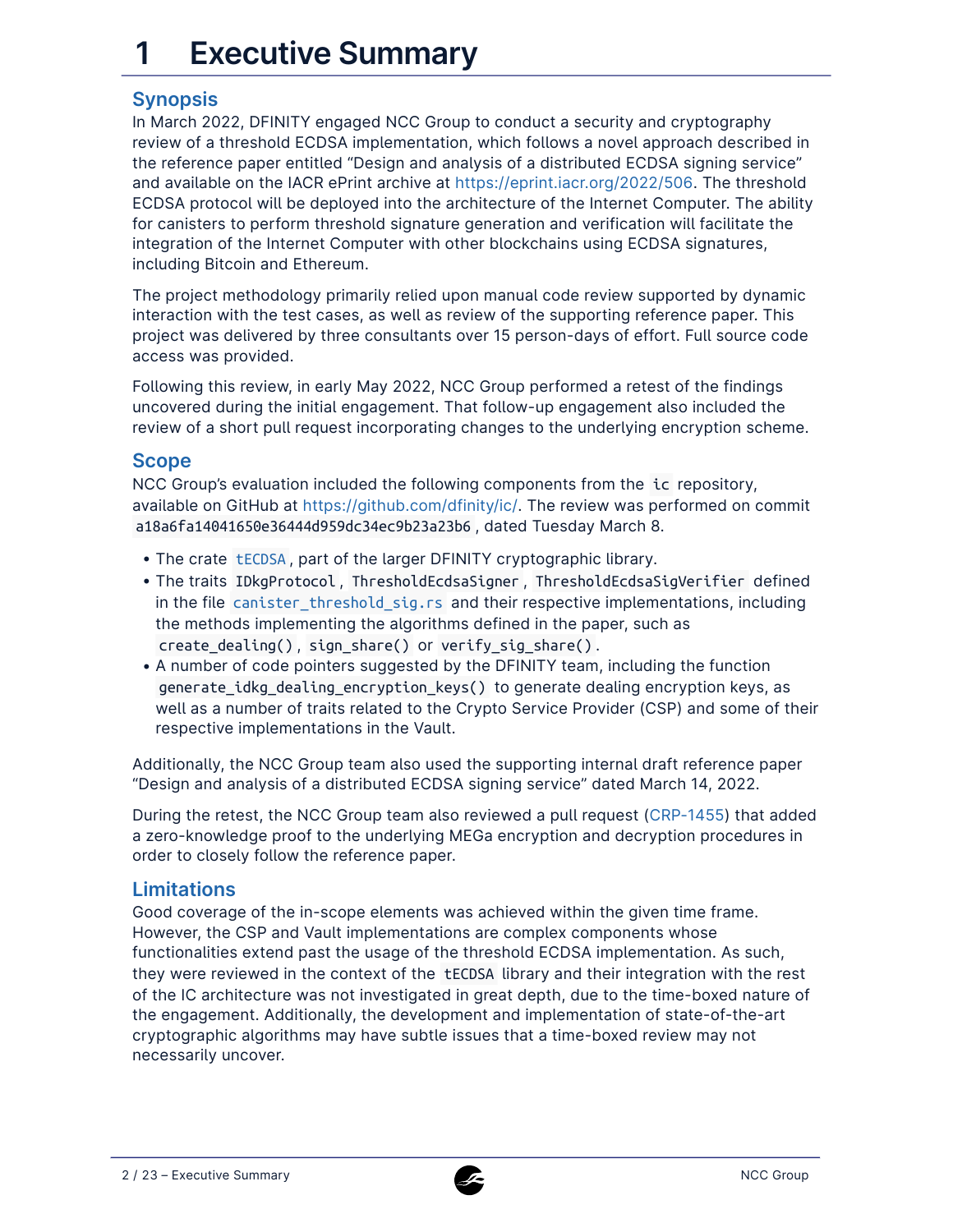# 1 Executive Summary

## Synopsis

In March 2022, DFINITY engaged NCC Group to conduct a security and cryptography review of a threshold ECDSA implementation, which follows a novel approach described in the reference paper entitled "Design and analysis of a distributed ECDSA signing service" and available on the IACR ePrint archive at https://eprint.iacr.org/2022/506. The threshold ECDSA protocol will be deployed into the architecture of the Internet Computer. The ability for canisters to perform threshold signature generation and verification will facilitate the integration of the Internet Computer with other blockchains using ECDSA signatures, including Bitcoin and Ethereum.

The project methodology primarily relied upon manual code review supported by dynamic interaction with the test cases, as well as review of the supporting reference paper. This project was delivered by three consultants over 15 person-days of effort. Full source code access was provided.

Following this review, in early May 2022, NCC Group performed a retest of the findings uncovered during the initial engagement. That follow-up engagement also included the review of a short pull request incorporating changes to the underlying encryption scheme.

## Scope

NCC Group's evaluation included the following components from the `ic` repository, available on GitHub at https://github.com/dfinity/ic/. The review was performed on commit `a18a6fa14041650e36444d959dc34ec9b23a23b6`, dated Tuesday March 8.

- The crate `tECDSA`, part of the larger DFINITY cryptographic library.
- The traits `IDkgProtocol`, `ThresholdEcdsaSigner`, `ThresholdEcdsaSigVerifier` defined in the file `canister_threshold_sig.rs` and their respective implementations, including the methods implementing the algorithms defined in the paper, such as `create_dealing()`, `sign_share()` or `verify_sig_share()`.
- A number of code pointers suggested by the DFINITY team, including the function `generate_idkg_dealing_encryption_keys()` to generate dealing encryption keys, as well as a number of traits related to the Crypto Service Provider (CSP) and some of their respective implementations in the Vault.

Additionally, the NCC Group team also used the supporting internal draft reference paper "Design and analysis of a distributed ECDSA signing service" dated March 14, 2022.

During the retest, the NCC Group team also reviewed a pull request (CRP-1455) that added a zero-knowledge proof to the underlying MEGa encryption and decryption procedures in order to closely follow the reference paper.

## Limitations

Good coverage of the in-scope elements was achieved within the given time frame. However, the CSP and Vault implementations are complex components whose functionalities extend past the usage of the threshold ECDSA implementation. As such, they were reviewed in the context of the `tECDSA` library and their integration with the rest of the IC architecture was not investigated in great depth, due to the time-boxed nature of the engagement. Additionally, the development and implementation of state-of-the-art cryptographic algorithms may have subtle issues that a time-boxed review may not necessarily uncover.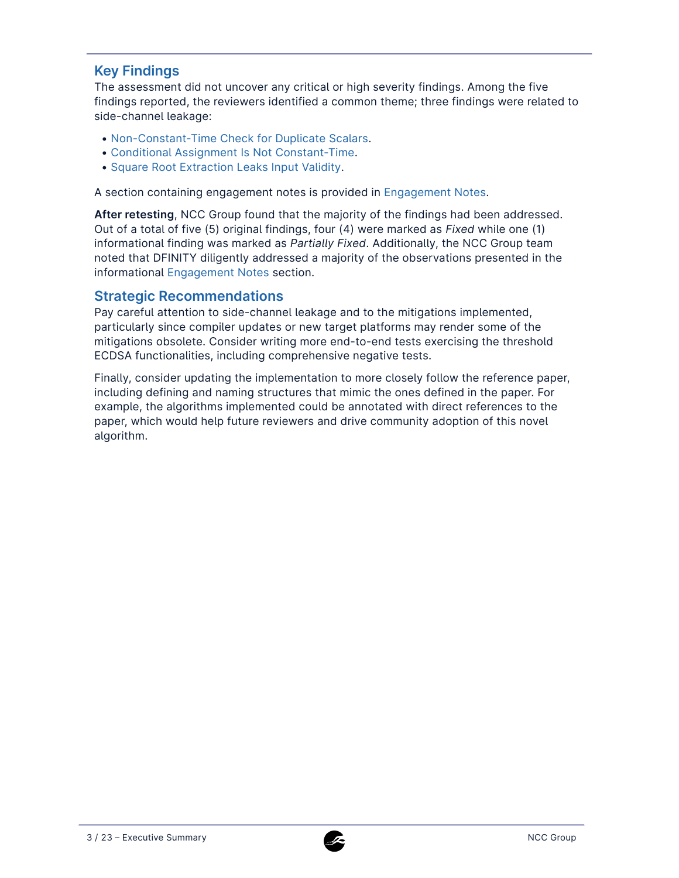## Key Findings

The assessment did not uncover any critical or high severity findings. Among the five findings reported, the reviewers identified a common theme; three findings were related to side-channel leakage:

- Non-Constant-Time Check for Duplicate Scalars.
- Conditional Assignment Is Not Constant-Time.
- Square Root Extraction Leaks Input Validity.

A section containing engagement notes is provided in Engagement Notes.

**After retesting**, NCC Group found that the majority of the findings had been addressed. Out of a total of five (5) original findings, four (4) were marked as *Fixed* while one (1) informational finding was marked as *Partially Fixed*. Additionally, the NCC Group team noted that DFINITY diligently addressed a majority of the observations presented in the informational Engagement Notes section.

## Strategic Recommendations

Pay careful attention to side-channel leakage and to the mitigations implemented, particularly since compiler updates or new target platforms may render some of the mitigations obsolete. Consider writing more end-to-end tests exercising the threshold ECDSA functionalities, including comprehensive negative tests.

Finally, consider updating the implementation to more closely follow the reference paper, including defining and naming structures that mimic the ones defined in the paper. For example, the algorithms implemented could be annotated with direct references to the paper, which would help future reviewers and drive community adoption of this novel algorithm.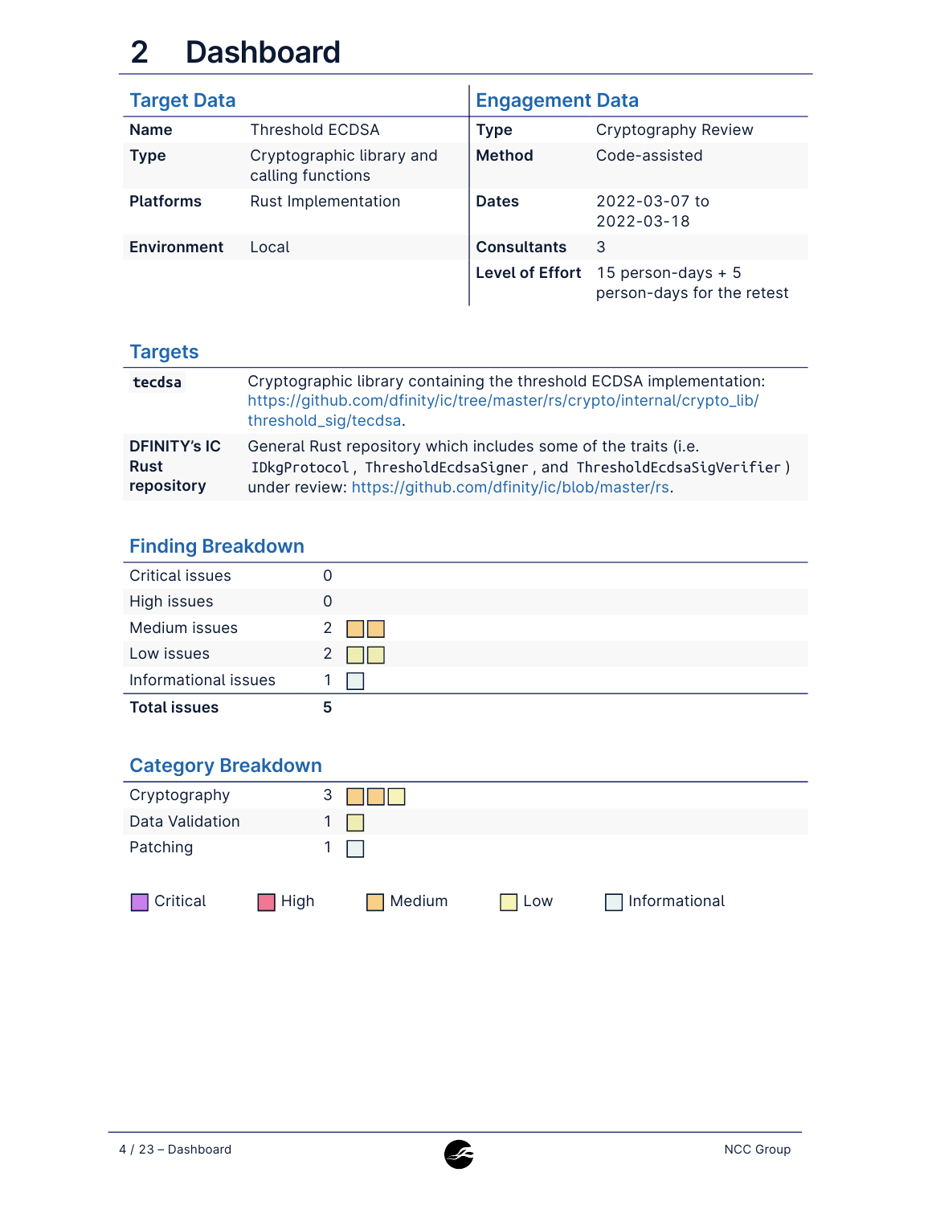# 2 Dashboard

## Target Data

| | |
|---|---|
| **Name** | Threshold ECDSA |
| **Type** | Cryptographic library and calling functions |
| **Platforms** | Rust Implementation |
| **Environment** | Local |

## Engagement Data

| | |
|---|---|
| **Type** | Cryptography Review |
| **Method** | Code-assisted |
| **Dates** | 2022-03-07 to 2022-03-18 |
| **Consultants** | 3 |
| **Level of Effort** | 15 person-days + 5 person-days for the retest |

## Targets

| | |
|---|---|
| `tecdsa` | Cryptographic library containing the threshold ECDSA implementation: https://github.com/dfinity/ic/tree/master/rs/crypto/internal/crypto_lib/threshold_sig/tecdsa. |
| **DFINITY's IC Rust repository** | General Rust repository which includes some of the traits (i.e. `IDkgProtocol`, `ThresholdEcdsaSigner`, and `ThresholdEcdsaSigVerifier`) under review: https://github.com/dfinity/ic/blob/master/rs. |

## Finding Breakdown

| | |
|---|---|
| Critical issues | 0 |
| High issues | 0 |
| Medium issues | 2 |
| Low issues | 2 |
| Informational issues | 1 |
| **Total issues** | **5** |

## Category Breakdown

| | |
|---|---|
| Cryptography | 3 |
| Data Validation | 1 |
| Patching | 1 |

Critical | High | Medium | Low | Informational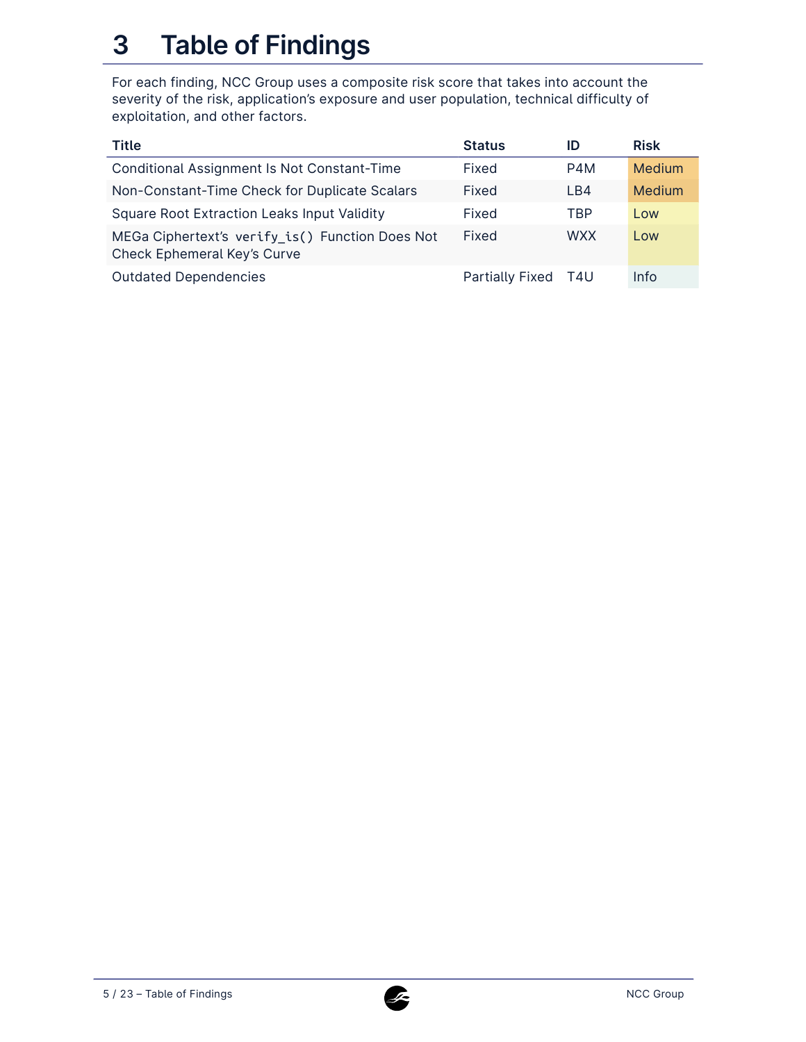# 3 Table of Findings

For each finding, NCC Group uses a composite risk score that takes into account the severity of the risk, application's exposure and user population, technical difficulty of exploitation, and other factors.

| Title | Status | ID | Risk |
|---|---|---|---|
| Conditional Assignment Is Not Constant-Time | Fixed | P4M | Medium |
| Non-Constant-Time Check for Duplicate Scalars | Fixed | LB4 | Medium |
| Square Root Extraction Leaks Input Validity | Fixed | TBP | Low |
| MEGa Ciphertext's `verify_is()` Function Does Not Check Ephemeral Key's Curve | Fixed | WXX | Low |
| Outdated Dependencies | Partially Fixed | T4U | Info |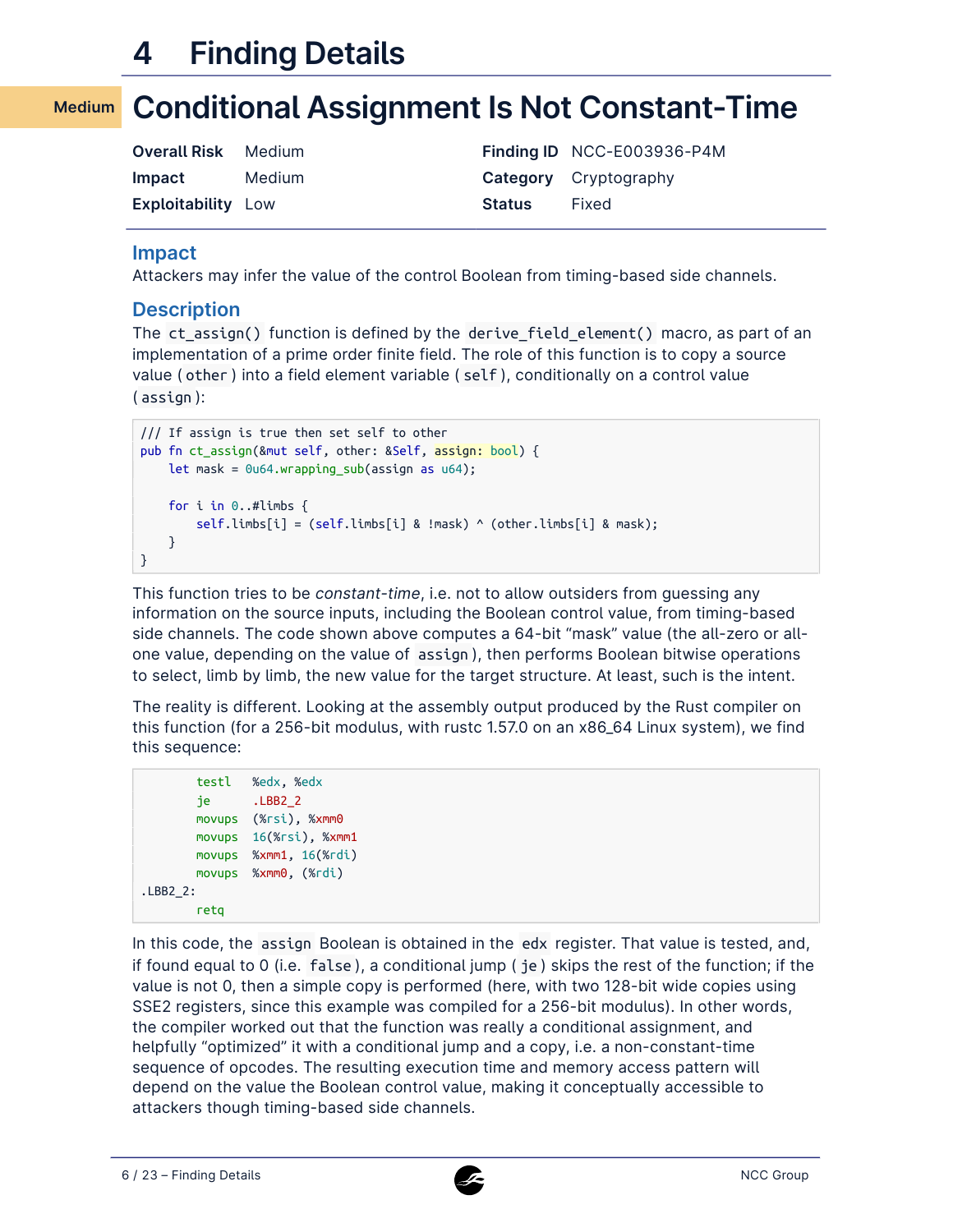# 4 Finding Details

## Medium — Conditional Assignment Is Not Constant-Time

| | | | |
|---|---|---|---|
| **Overall Risk** | Medium | **Finding ID** | NCC-E003936-P4M |
| **Impact** | Medium | **Category** | Cryptography |
| **Exploitability** | Low | **Status** | Fixed |

### Impact

Attackers may infer the value of the control Boolean from timing-based side channels.

### Description

The `ct_assign()` function is defined by the `derive_field_element()` macro, as part of an implementation of a prime order finite field. The role of this function is to copy a source value (`other`) into a field element variable (`self`), conditionally on a control value (`assign`):

```
/// If assign is true then set self to other
pub fn ct_assign(&mut self, other: &Self, assign: bool) {
    let mask = 0u64.wrapping_sub(assign as u64);

    for i in 0..#limbs {
        self.limbs[i] = (self.limbs[i] & !mask) ^ (other.limbs[i] & mask);
    }
}
```

This function tries to be *constant-time*, i.e. not to allow outsiders from guessing any information on the source inputs, including the Boolean control value, from timing-based side channels. The code shown above computes a 64-bit "mask" value (the all-zero or all-one value, depending on the value of `assign`), then performs Boolean bitwise operations to select, limb by limb, the new value for the target structure. At least, such is the intent.

The reality is different. Looking at the assembly output produced by the Rust compiler on this function (for a 256-bit modulus, with rustc 1.57.0 on an x86_64 Linux system), we find this sequence:

```
        testl   %edx, %edx
        je      .LBB2_2
        movups  (%rsi), %xmm0
        movups  16(%rsi), %xmm1
        movups  %xmm1, 16(%rdi)
        movups  %xmm0, (%rdi)
.LBB2_2:
        retq
```

In this code, the `assign` Boolean is obtained in the `edx` register. That value is tested, and, if found equal to 0 (i.e. `false`), a conditional jump (`je`) skips the rest of the function; if the value is not 0, then a simple copy is performed (here, with two 128-bit wide copies using SSE2 registers, since this example was compiled for a 256-bit modulus). In other words, the compiler worked out that the function was really a conditional assignment, and helpfully "optimized" it with a conditional jump and a copy, i.e. a non-constant-time sequence of opcodes. The resulting execution time and memory access pattern will depend on the value the Boolean control value, making it conceptually accessible to attackers though timing-based side channels.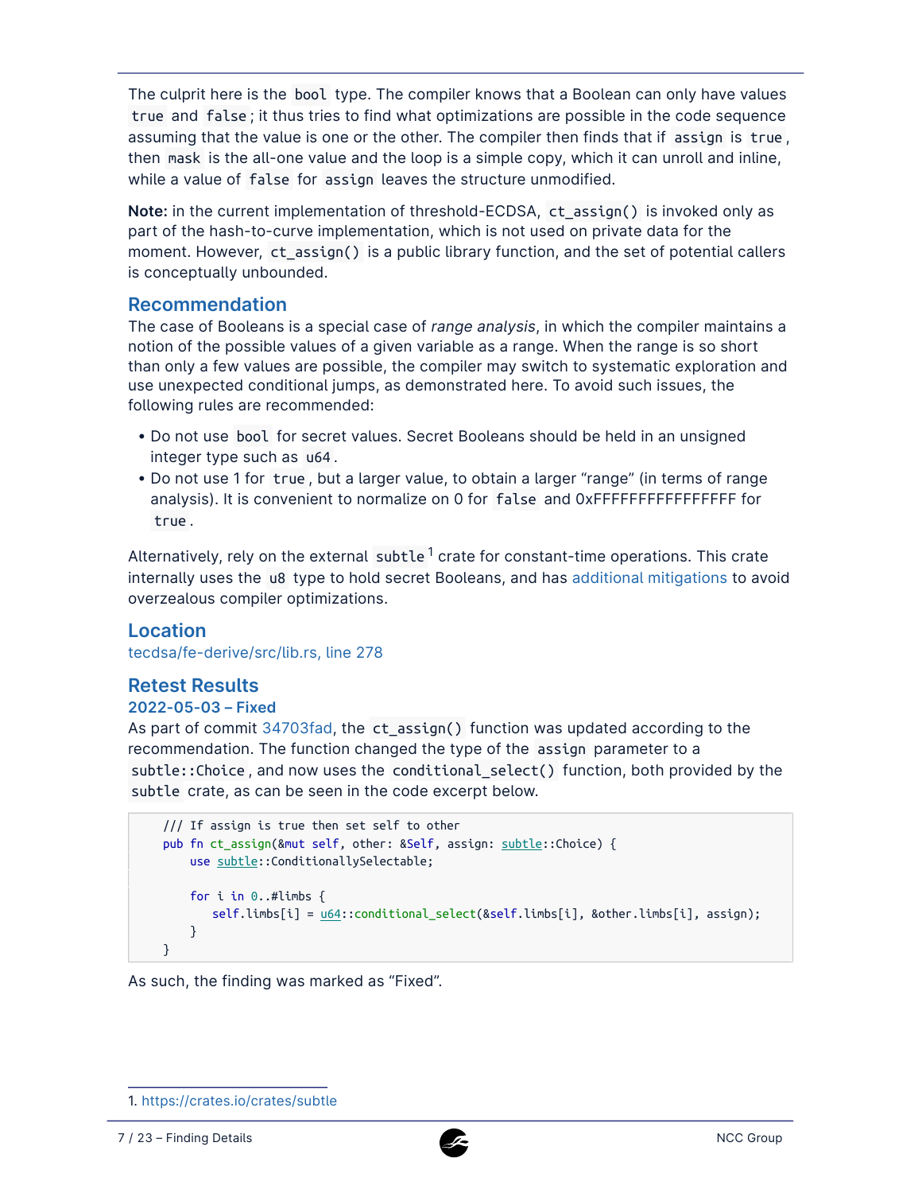The culprit here is the `bool` type. The compiler knows that a Boolean can only have values `true` and `false`; it thus tries to find what optimizations are possible in the code sequence assuming that the value is one or the other. The compiler then finds that if `assign` is `true`, then `mask` is the all-one value and the loop is a simple copy, which it can unroll and inline, while a value of `false` for `assign` leaves the structure unmodified.

**Note:** in the current implementation of threshold-ECDSA, `ct_assign()` is invoked only as part of the hash-to-curve implementation, which is not used on private data for the moment. However, `ct_assign()` is a public library function, and the set of potential callers is conceptually unbounded.

## Recommendation

The case of Booleans is a special case of *range analysis*, in which the compiler maintains a notion of the possible values of a given variable as a range. When the range is so short than only a few values are possible, the compiler may switch to systematic exploration and use unexpected conditional jumps, as demonstrated here. To avoid such issues, the following rules are recommended:

- Do not use `bool` for secret values. Secret Booleans should be held in an unsigned integer type such as `u64`.
- Do not use 1 for `true`, but a larger value, to obtain a larger "range" (in terms of range analysis). It is convenient to normalize on 0 for `false` and 0xFFFFFFFFFFFFFFFF for `true`.

Alternatively, rely on the external `subtle`[1] crate for constant-time operations. This crate internally uses the `u8` type to hold secret Booleans, and has additional mitigations to avoid overzealous compiler optimizations.

## Location

tecdsa/fe-derive/src/lib.rs, line 278

## Retest Results

### 2022-05-03 – Fixed

As part of commit 34703fad, the `ct_assign()` function was updated according to the recommendation. The function changed the type of the `assign` parameter to a `subtle::Choice`, and now uses the `conditional_select()` function, both provided by the `subtle` crate, as can be seen in the code excerpt below.

```
    /// If assign is true then set self to other
    pub fn ct_assign(&mut self, other: &Self, assign: subtle::Choice) {
        use subtle::ConditionallySelectable;

        for i in 0..#limbs {
            self.limbs[i] = u64::conditional_select(&self.limbs[i], &other.limbs[i], assign);
        }
    }
```

As such, the finding was marked as "Fixed".

1. https://crates.io/crates/subtle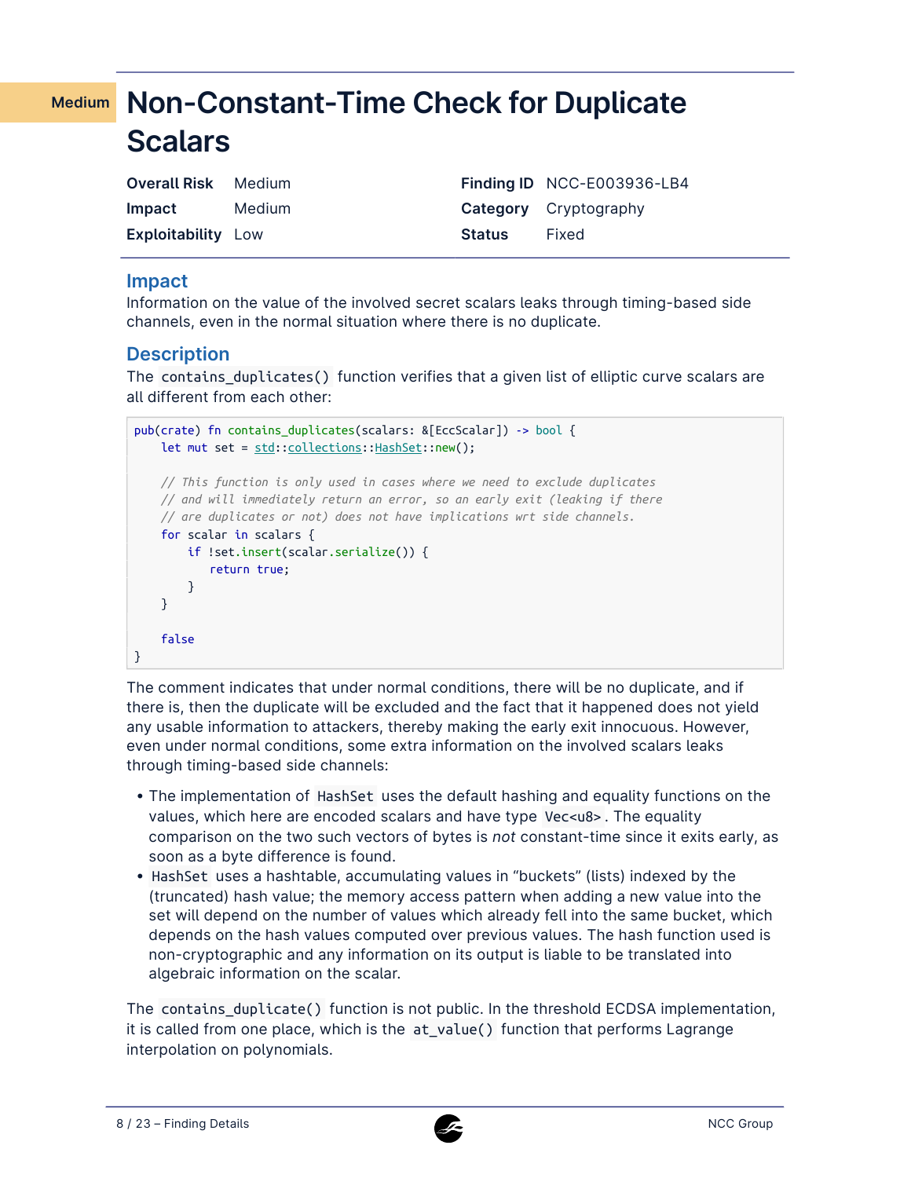Medium

# Non-Constant-Time Check for Duplicate Scalars

| | | | |
|---|---|---|---|
| **Overall Risk** | Medium | **Finding ID** | NCC-E003936-LB4 |
| **Impact** | Medium | **Category** | Cryptography |
| **Exploitability** | Low | **Status** | Fixed |

## Impact

Information on the value of the involved secret scalars leaks through timing-based side channels, even in the normal situation where there is no duplicate.

## Description

The `contains_duplicates()` function verifies that a given list of elliptic curve scalars are all different from each other:

```
pub(crate) fn contains_duplicates(scalars: &[EccScalar]) -> bool {
    let mut set = std::collections::HashSet::new();

    // This function is only used in cases where we need to exclude duplicates
    // and will immediately return an error, so an early exit (leaking if there
    // are duplicates or not) does not have implications wrt side channels.
    for scalar in scalars {
        if !set.insert(scalar.serialize()) {
            return true;
        }
    }

    false
}
```

The comment indicates that under normal conditions, there will be no duplicate, and if there is, then the duplicate will be excluded and the fact that it happened does not yield any usable information to attackers, thereby making the early exit innocuous. However, even under normal conditions, some extra information on the involved scalars leaks through timing-based side channels:

- The implementation of `HashSet` uses the default hashing and equality functions on the values, which here are encoded scalars and have type `Vec<u8>`. The equality comparison on the two such vectors of bytes is *not* constant-time since it exits early, as soon as a byte difference is found.
- `HashSet` uses a hashtable, accumulating values in "buckets" (lists) indexed by the (truncated) hash value; the memory access pattern when adding a new value into the set will depend on the number of values which already fell into the same bucket, which depends on the hash values computed over previous values. The hash function used is non-cryptographic and any information on its output is liable to be translated into algebraic information on the scalar.

The `contains_duplicate()` function is not public. In the threshold ECDSA implementation, it is called from one place, which is the `at_value()` function that performs Lagrange interpolation on polynomials.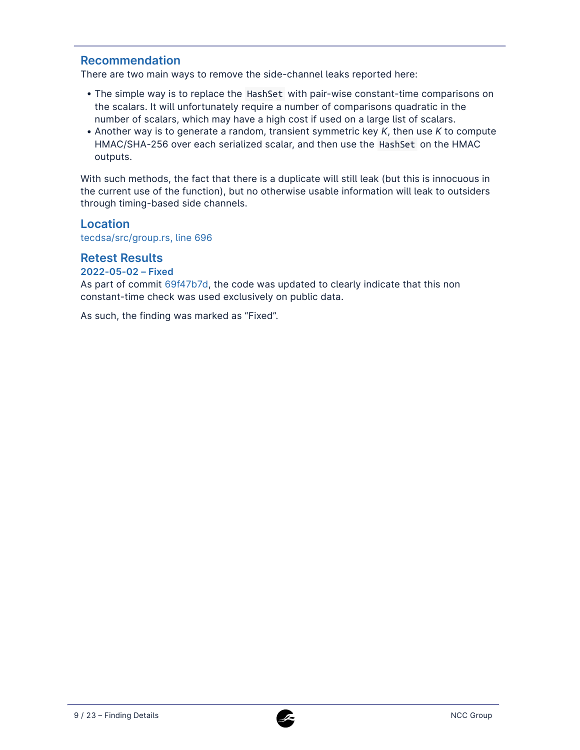## Recommendation

There are two main ways to remove the side-channel leaks reported here:

- The simple way is to replace the `HashSet` with pair-wise constant-time comparisons on the scalars. It will unfortunately require a number of comparisons quadratic in the number of scalars, which may have a high cost if used on a large list of scalars.
- Another way is to generate a random, transient symmetric key *K*, then use *K* to compute HMAC/SHA-256 over each serialized scalar, and then use the `HashSet` on the HMAC outputs.

With such methods, the fact that there is a duplicate will still leak (but this is innocuous in the current use of the function), but no otherwise usable information will leak to outsiders through timing-based side channels.

## Location

tecdsa/src/group.rs, line 696

## Retest Results

### 2022-05-02 – Fixed

As part of commit 69f47b7d, the code was updated to clearly indicate that this non constant-time check was used exclusively on public data.

As such, the finding was marked as “Fixed”.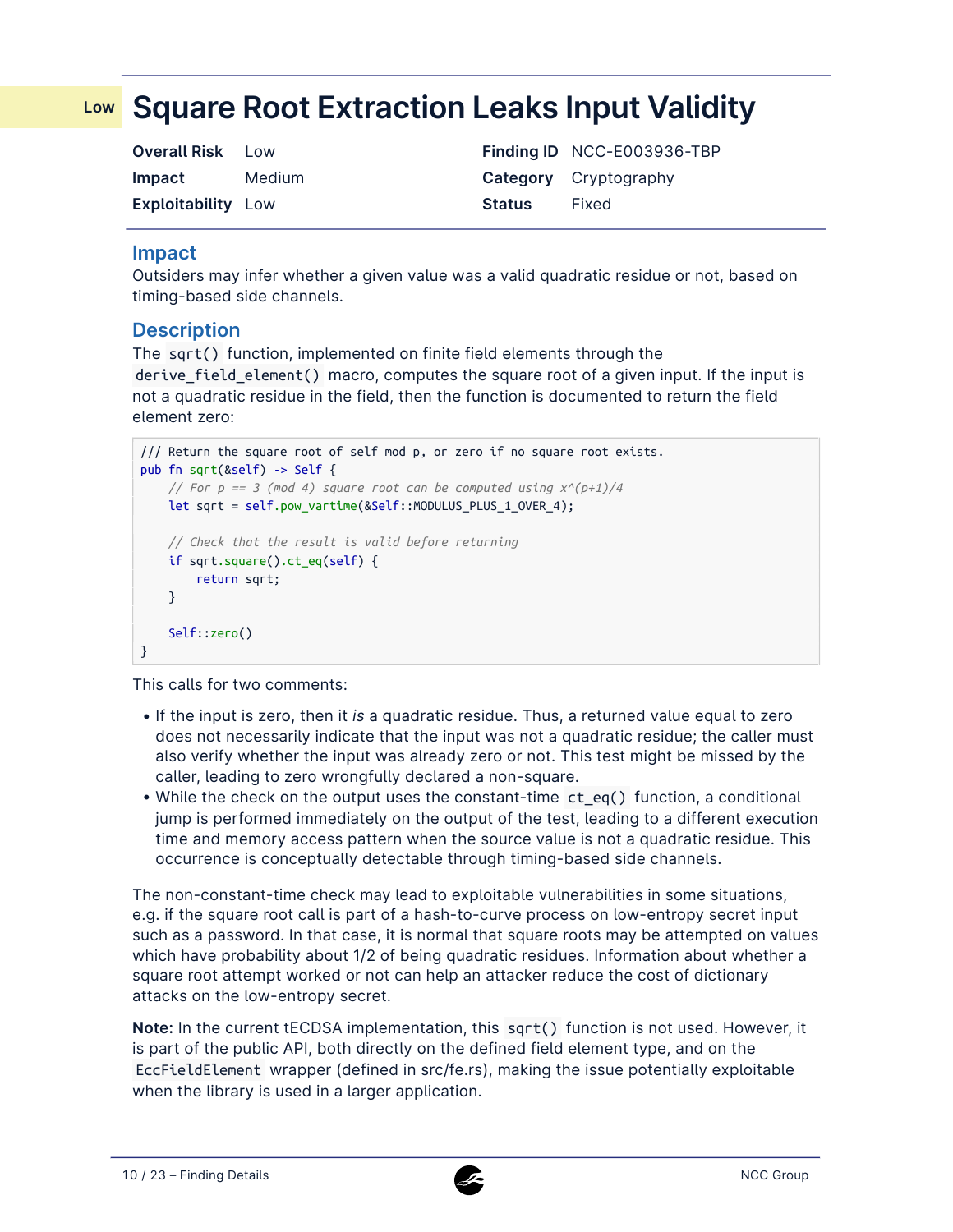# Square Root Extraction Leaks Input Validity

Low

| | | | |
|---|---|---|---|
| **Overall Risk** | Low | **Finding ID** | NCC-E003936-TBP |
| **Impact** | Medium | **Category** | Cryptography |
| **Exploitability** | Low | **Status** | Fixed |

## Impact

Outsiders may infer whether a given value was a valid quadratic residue or not, based on timing-based side channels.

## Description

The `sqrt()` function, implemented on finite field elements through the `derive_field_element()` macro, computes the square root of a given input. If the input is not a quadratic residue in the field, then the function is documented to return the field element zero:

```
/// Return the square root of self mod p, or zero if no square root exists.
pub fn sqrt(&self) -> Self {
    // For p == 3 (mod 4) square root can be computed using x^(p+1)/4
    let sqrt = self.pow_vartime(&Self::MODULUS_PLUS_1_OVER_4);

    // Check that the result is valid before returning
    if sqrt.square().ct_eq(self) {
        return sqrt;
    }

    Self::zero()
}
```

This calls for two comments:

- If the input is zero, then it *is* a quadratic residue. Thus, a returned value equal to zero does not necessarily indicate that the input was not a quadratic residue; the caller must also verify whether the input was already zero or not. This test might be missed by the caller, leading to zero wrongfully declared a non-square.
- While the check on the output uses the constant-time `ct_eq()` function, a conditional jump is performed immediately on the output of the test, leading to a different execution time and memory access pattern when the source value is not a quadratic residue. This occurrence is conceptually detectable through timing-based side channels.

The non-constant-time check may lead to exploitable vulnerabilities in some situations, e.g. if the square root call is part of a hash-to-curve process on low-entropy secret input such as a password. In that case, it is normal that square roots may be attempted on values which have probability about 1/2 of being quadratic residues. Information about whether a square root attempt worked or not can help an attacker reduce the cost of dictionary attacks on the low-entropy secret.

**Note:** In the current tECDSA implementation, this `sqrt()` function is not used. However, it is part of the public API, both directly on the defined field element type, and on the `EccFieldElement` wrapper (defined in src/fe.rs), making the issue potentially exploitable when the library is used in a larger application.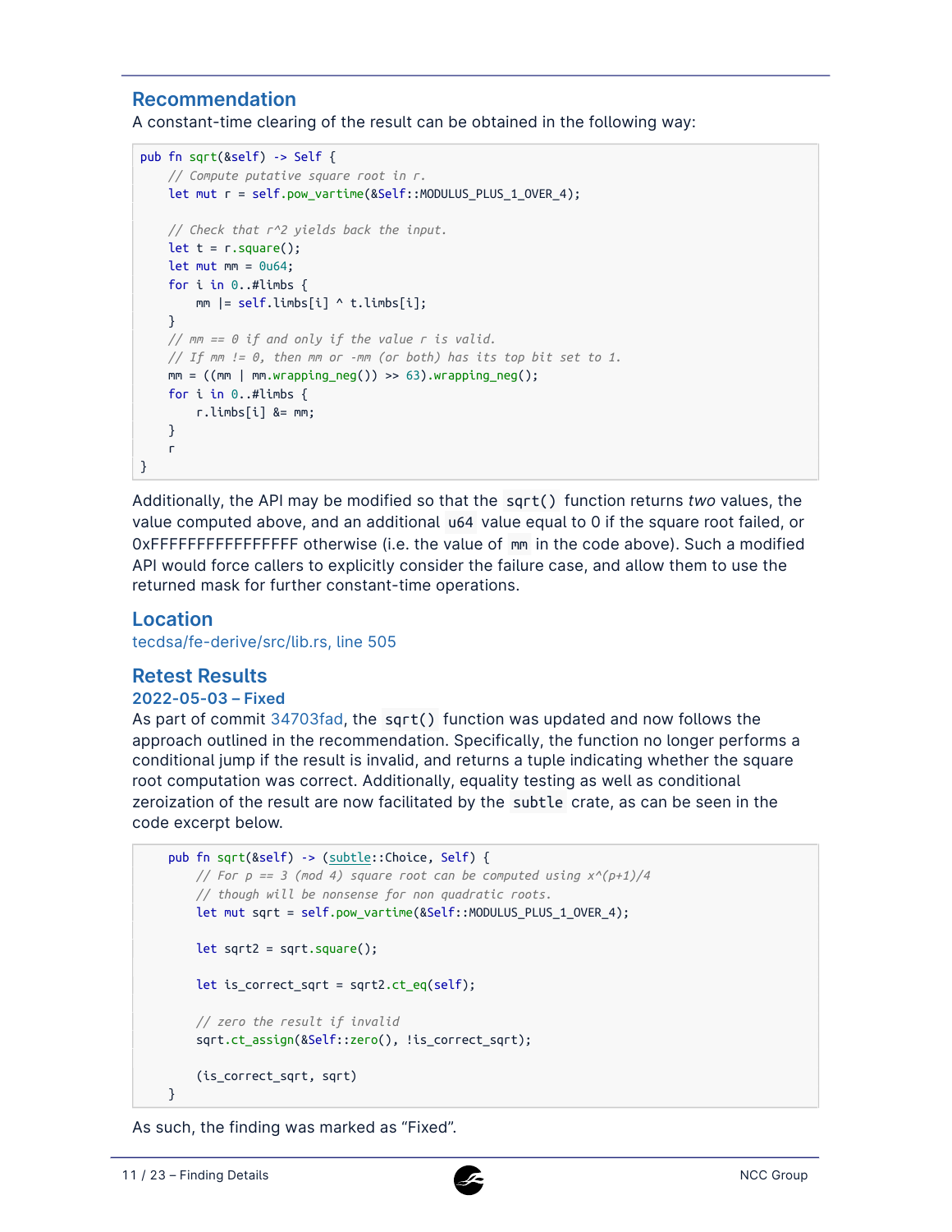## Recommendation

A constant-time clearing of the result can be obtained in the following way:

```
pub fn sqrt(&self) -> Self {
    // Compute putative square root in r.
    let mut r = self.pow_vartime(&Self::MODULUS_PLUS_1_OVER_4);

    // Check that r^2 yields back the input.
    let t = r.square();
    let mut mm = 0u64;
    for i in 0..#limbs {
        mm |= self.limbs[i] ^ t.limbs[i];
    }
    // mm == 0 if and only if the value r is valid.
    // If mm != 0, then mm or -mm (or both) has its top bit set to 1.
    mm = ((mm | mm.wrapping_neg()) >> 63).wrapping_neg();
    for i in 0..#limbs {
        r.limbs[i] &= mm;
    }
    r
}
```

Additionally, the API may be modified so that the `sqrt()` function returns *two* values, the value computed above, and an additional `u64` value equal to 0 if the square root failed, or 0xFFFFFFFFFFFFFFFF otherwise (i.e. the value of `mm` in the code above). Such a modified API would force callers to explicitly consider the failure case, and allow them to use the returned mask for further constant-time operations.

## Location

tecdsa/fe-derive/src/lib.rs, line 505

## Retest Results

### 2022-05-03 – Fixed

As part of commit 34703fad, the `sqrt()` function was updated and now follows the approach outlined in the recommendation. Specifically, the function no longer performs a conditional jump if the result is invalid, and returns a tuple indicating whether the square root computation was correct. Additionally, equality testing as well as conditional zeroization of the result are now facilitated by the `subtle` crate, as can be seen in the code excerpt below.

```
    pub fn sqrt(&self) -> (subtle::Choice, Self) {
        // For p == 3 (mod 4) square root can be computed using x^(p+1)/4
        // though will be nonsense for non quadratic roots.
        let mut sqrt = self.pow_vartime(&Self::MODULUS_PLUS_1_OVER_4);

        let sqrt2 = sqrt.square();

        let is_correct_sqrt = sqrt2.ct_eq(self);

        // zero the result if invalid
        sqrt.ct_assign(&Self::zero(), !is_correct_sqrt);

        (is_correct_sqrt, sqrt)
    }
```

As such, the finding was marked as “Fixed”.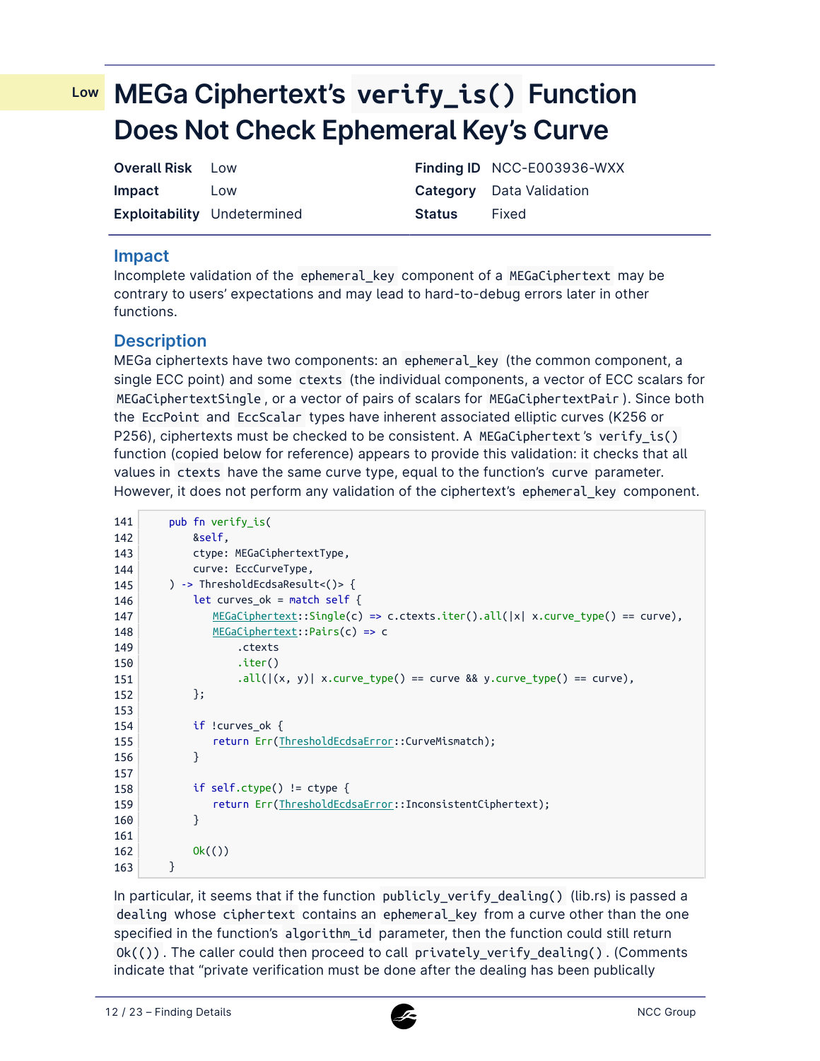Low

# MEGa Ciphertext's `verify_is()` Function Does Not Check Ephemeral Key's Curve

| | | | |
|---|---|---|---|
| **Overall Risk** | Low | **Finding ID** | NCC-E003936-WXX |
| **Impact** | Low | **Category** | Data Validation |
| **Exploitability** | Undetermined | **Status** | Fixed |

## Impact

Incomplete validation of the `ephemeral_key` component of a `MEGaCiphertext` may be contrary to users' expectations and may lead to hard-to-debug errors later in other functions.

## Description

MEGa ciphertexts have two components: an `ephemeral_key` (the common component, a single ECC point) and some `ctexts` (the individual components, a vector of ECC scalars for `MEGaCiphertextSingle`, or a vector of pairs of scalars for `MEGaCiphertextPair`). Since both the `EccPoint` and `EccScalar` types have inherent associated elliptic curves (K256 or P256), ciphertexts must be checked to be consistent. A `MEGaCiphertext`'s `verify_is()` function (copied below for reference) appears to provide this validation: it checks that all values in `ctexts` have the same curve type, equal to the function's `curve` parameter. However, it does not perform any validation of the ciphertext's `ephemeral_key` component.

```
141     pub fn verify_is(
142         &self,
143         ctype: MEGaCiphertextType,
144         curve: EccCurveType,
145     ) -> ThresholdEcdsaResult<()> {
146         let curves_ok = match self {
147             MEGaCiphertext::Single(c) => c.ctexts.iter().all(|x| x.curve_type() == curve),
148             MEGaCiphertext::Pairs(c) => c
149                 .ctexts
150                 .iter()
151                 .all(|(x, y)| x.curve_type() == curve && y.curve_type() == curve),
152         };
153 
154         if !curves_ok {
155             return Err(ThresholdEcdsaError::CurveMismatch);
156         }
157 
158         if self.ctype() != ctype {
159             return Err(ThresholdEcdsaError::InconsistentCiphertext);
160         }
161 
162         Ok(())
163     }
```

In particular, it seems that if the function `publicly_verify_dealing()` (lib.rs) is passed a `dealing` whose `ciphertext` contains an `ephemeral_key` from a curve other than the one specified in the function's `algorithm_id` parameter, then the function could still return `Ok(())`. The caller could then proceed to call `privately_verify_dealing()`. (Comments indicate that "private verification must be done after the dealing has been publically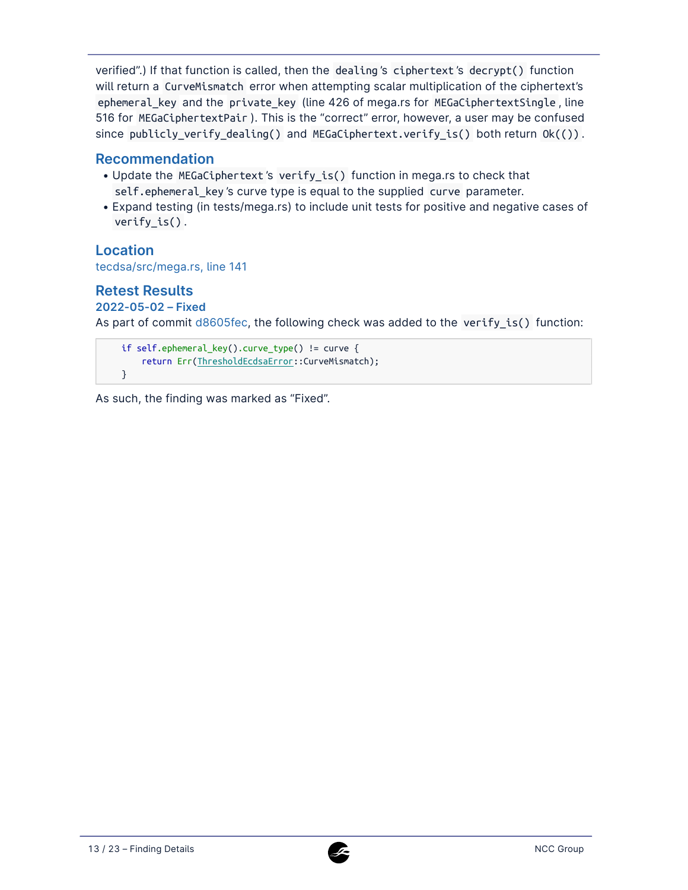verified".) If that function is called, then the `dealing`'s `ciphertext`'s `decrypt()` function will return a `CurveMismatch` error when attempting scalar multiplication of the ciphertext's `ephemeral_key` and the `private_key` (line 426 of mega.rs for `MEGaCiphertextSingle`, line 516 for `MEGaCiphertextPair`). This is the "correct" error, however, a user may be confused since `publicly_verify_dealing()` and `MEGaCiphertext.verify_is()` both return `Ok(())`.

## Recommendation

- Update the `MEGaCiphertext`'s `verify_is()` function in mega.rs to check that `self.ephemeral_key`'s curve type is equal to the supplied `curve` parameter.
- Expand testing (in tests/mega.rs) to include unit tests for positive and negative cases of `verify_is()`.

## Location

tecdsa/src/mega.rs, line 141

## Retest Results

### 2022-05-02 – Fixed

As part of commit d8605fec, the following check was added to the `verify_is()` function:

```
    if self.ephemeral_key().curve_type() != curve {
        return Err(ThresholdEcdsaError::CurveMismatch);
    }
```

As such, the finding was marked as "Fixed".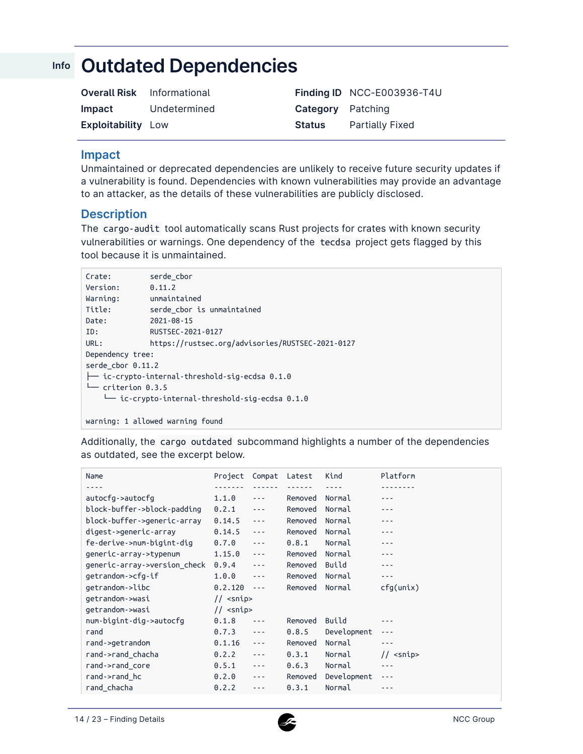Info

# Outdated Dependencies

**Overall Risk** Informational
**Impact** Undetermined
**Exploitability** Low
**Finding ID** NCC-E003936-T4U
**Category** Patching
**Status** Partially Fixed

## Impact

Unmaintained or deprecated dependencies are unlikely to receive future security updates if a vulnerability is found. Dependencies with known vulnerabilities may provide an advantage to an attacker, as the details of these vulnerabilities are publicly disclosed.

## Description

The `cargo-audit` tool automatically scans Rust projects for crates with known security vulnerabilities or warnings. One dependency of the `tecdsa` project gets flagged by this tool because it is unmaintained.

```
Crate:         serde_cbor
Version:       0.11.2
Warning:       unmaintained
Title:         serde_cbor is unmaintained
Date:          2021-08-15
ID:            RUSTSEC-2021-0127
URL:           https://rustsec.org/advisories/RUSTSEC-2021-0127
Dependency tree:
serde_cbor 0.11.2
├── ic-crypto-internal-threshold-sig-ecdsa 0.1.0
└── criterion 0.3.5
    └── ic-crypto-internal-threshold-sig-ecdsa 0.1.0

warning: 1 allowed warning found
```

Additionally, the `cargo outdated` subcommand highlights a number of the dependencies as outdated, see the excerpt below.

```
Name                           Project  Compat  Latest   Kind         Platform
----                           -------  ------  ------   ----         --------
autocfg->autocfg               1.1.0    ---     Removed  Normal       ---
block-buffer->block-padding    0.2.1    ---     Removed  Normal       ---
block-buffer->generic-array    0.14.5   ---     Removed  Normal       ---
digest->generic-array          0.14.5   ---     Removed  Normal       ---
fe-derive->num-bigint-dig      0.7.0    ---     0.8.1    Normal       ---
generic-array->typenum         1.15.0   ---     Removed  Normal       ---
generic-array->version_check   0.9.4    ---     Removed  Build        ---
getrandom->cfg-if              1.0.0    ---     Removed  Normal       ---
getrandom->libc                0.2.120  ---     Removed  Normal       cfg(unix)
getrandom->wasi                // <snip>
getrandom->wasi                // <snip>
num-bigint-dig->autocfg        0.1.8    ---     Removed  Build        ---
rand                           0.7.3    ---     0.8.5    Development  ---
rand->getrandom                0.1.16   ---     Removed  Normal       ---
rand->rand_chacha              0.2.2    ---     0.3.1    Normal       // <snip>
rand->rand_core                0.5.1    ---     0.6.3    Normal       ---
rand->rand_hc                  0.2.0    ---     Removed  Development  ---
rand_chacha                    0.2.2    ---     0.3.1    Normal       ---
```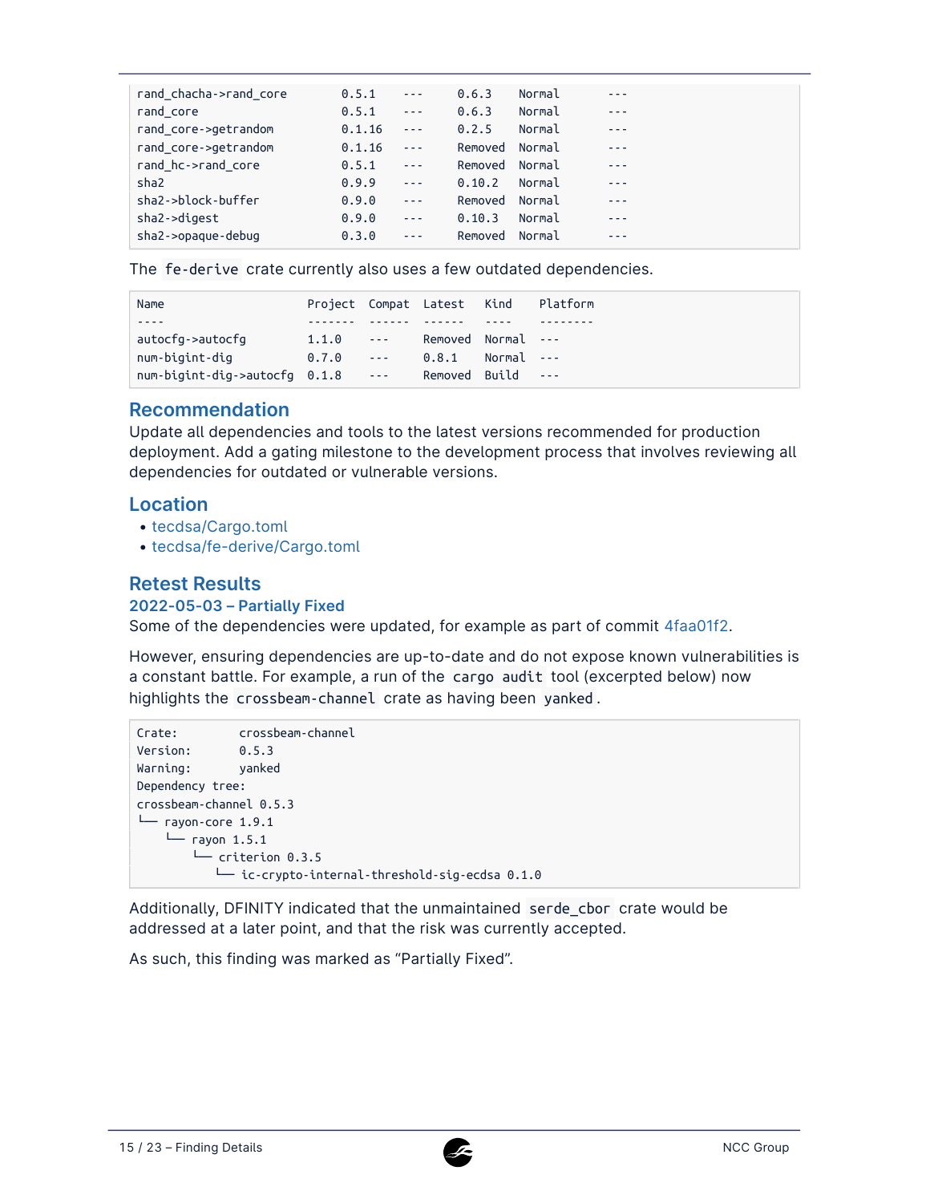```
rand_chacha->rand_core      0.5.1    ---    0.6.3    Normal    ---
rand_core                   0.5.1    ---    0.6.3    Normal    ---
rand_core->getrandom        0.1.16   ---    0.2.5    Normal    ---
rand_core->getrandom        0.1.16   ---    Removed  Normal    ---
rand_hc->rand_core          0.5.1    ---    Removed  Normal    ---
sha2                        0.9.9    ---    0.10.2   Normal    ---
sha2->block-buffer          0.9.0    ---    Removed  Normal    ---
sha2->digest                0.9.0    ---    0.10.3   Normal    ---
sha2->opaque-debug          0.3.0    ---    Removed  Normal    ---
```

The `fe-derive` crate currently also uses a few outdated dependencies.

```
Name                     Project  Compat  Latest   Kind    Platform
----                     -------  ------  ------   ----    --------
autocfg->autocfg         1.1.0    ---     Removed  Normal  ---
num-bigint-dig           0.7.0    ---     0.8.1    Normal  ---
num-bigint-dig->autocfg  0.1.8    ---     Removed  Build   ---
```

## Recommendation

Update all dependencies and tools to the latest versions recommended for production deployment. Add a gating milestone to the development process that involves reviewing all dependencies for outdated or vulnerable versions.

## Location

- tecdsa/Cargo.toml
- tecdsa/fe-derive/Cargo.toml

## Retest Results

### 2022-05-03 – Partially Fixed

Some of the dependencies were updated, for example as part of commit 4faa01f2.

However, ensuring dependencies are up-to-date and do not expose known vulnerabilities is a constant battle. For example, a run of the `cargo audit` tool (excerpted below) now highlights the `crossbeam-channel` crate as having been `yanked`.

```
Crate:         crossbeam-channel
Version:       0.5.3
Warning:       yanked
Dependency tree:
crossbeam-channel 0.5.3
└── rayon-core 1.9.1
    └── rayon 1.5.1
        └── criterion 0.3.5
            └── ic-crypto-internal-threshold-sig-ecdsa 0.1.0
```

Additionally, DFINITY indicated that the unmaintained `serde_cbor` crate would be addressed at a later point, and that the risk was currently accepted.

As such, this finding was marked as "Partially Fixed".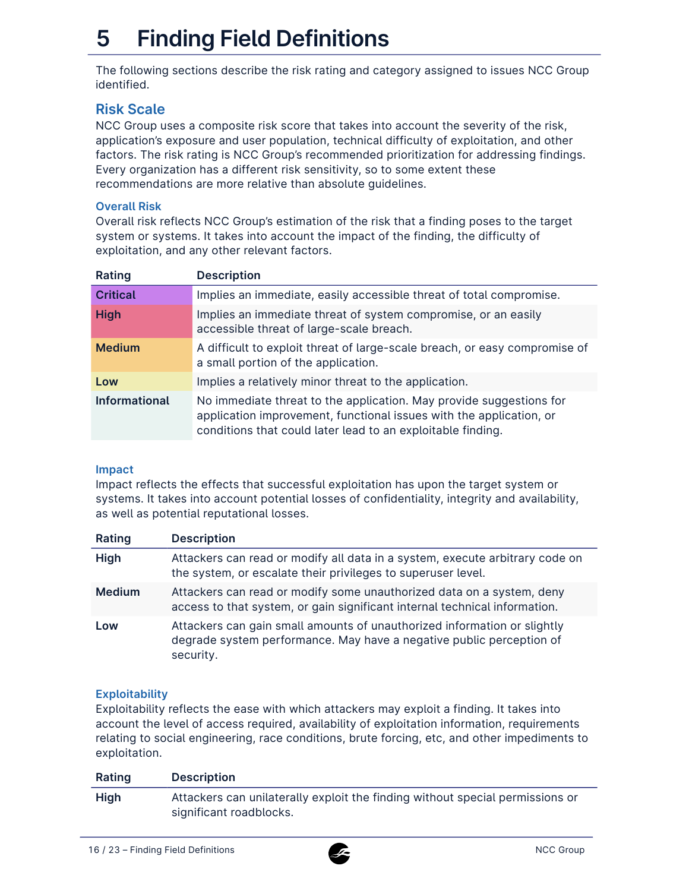# 5 Finding Field Definitions

The following sections describe the risk rating and category assigned to issues NCC Group identified.

## Risk Scale

NCC Group uses a composite risk score that takes into account the severity of the risk, application's exposure and user population, technical difficulty of exploitation, and other factors. The risk rating is NCC Group's recommended prioritization for addressing findings. Every organization has a different risk sensitivity, so to some extent these recommendations are more relative than absolute guidelines.

### Overall Risk

Overall risk reflects NCC Group's estimation of the risk that a finding poses to the target system or systems. It takes into account the impact of the finding, the difficulty of exploitation, and any other relevant factors.

| Rating | Description |
|---|---|
| **Critical** | Implies an immediate, easily accessible threat of total compromise. |
| **High** | Implies an immediate threat of system compromise, or an easily accessible threat of large-scale breach. |
| **Medium** | A difficult to exploit threat of large-scale breach, or easy compromise of a small portion of the application. |
| **Low** | Implies a relatively minor threat to the application. |
| **Informational** | No immediate threat to the application. May provide suggestions for application improvement, functional issues with the application, or conditions that could later lead to an exploitable finding. |

### Impact

Impact reflects the effects that successful exploitation has upon the target system or systems. It takes into account potential losses of confidentiality, integrity and availability, as well as potential reputational losses.

| Rating | Description |
|---|---|
| **High** | Attackers can read or modify all data in a system, execute arbitrary code on the system, or escalate their privileges to superuser level. |
| **Medium** | Attackers can read or modify some unauthorized data on a system, deny access to that system, or gain significant internal technical information. |
| **Low** | Attackers can gain small amounts of unauthorized information or slightly degrade system performance. May have a negative public perception of security. |

### Exploitability

Exploitability reflects the ease with which attackers may exploit a finding. It takes into account the level of access required, availability of exploitation information, requirements relating to social engineering, race conditions, brute forcing, etc, and other impediments to exploitation.

| Rating | Description |
|---|---|
| **High** | Attackers can unilaterally exploit the finding without special permissions or significant roadblocks. |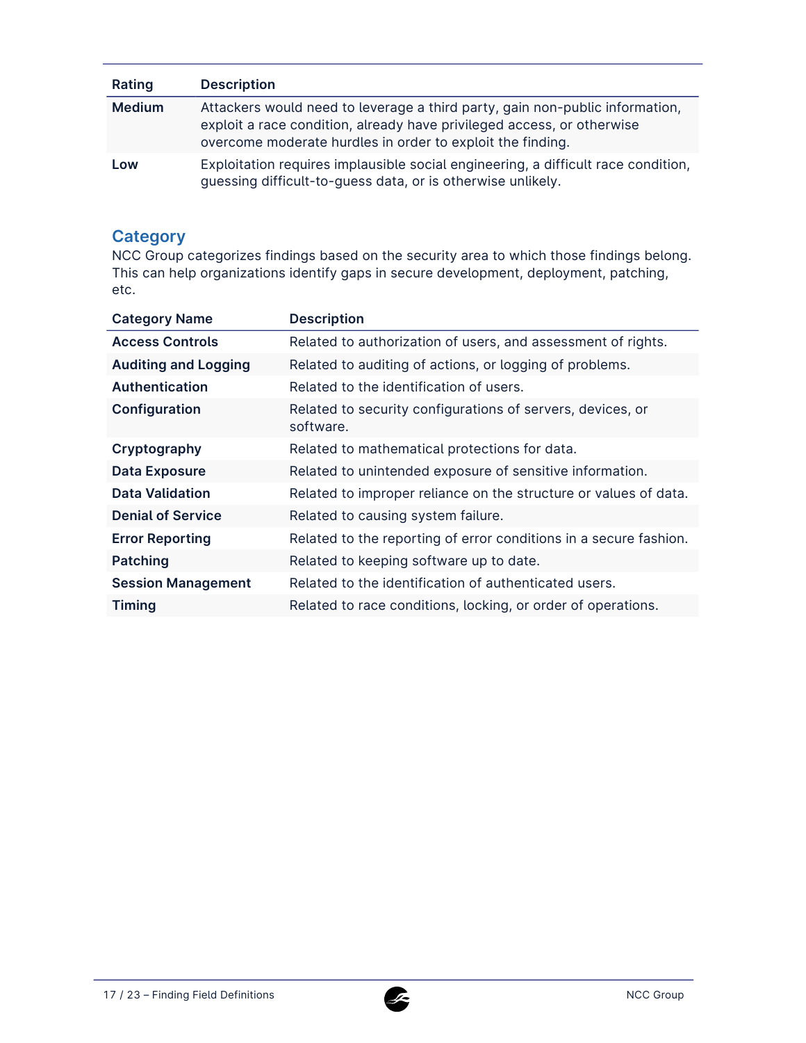| Rating | Description |
| --- | --- |
| **Medium** | Attackers would need to leverage a third party, gain non-public information, exploit a race condition, already have privileged access, or otherwise overcome moderate hurdles in order to exploit the finding. |
| **Low** | Exploitation requires implausible social engineering, a difficult race condition, guessing difficult-to-guess data, or is otherwise unlikely. |

## Category

NCC Group categorizes findings based on the security area to which those findings belong. This can help organizations identify gaps in secure development, deployment, patching, etc.

| Category Name | Description |
| --- | --- |
| **Access Controls** | Related to authorization of users, and assessment of rights. |
| **Auditing and Logging** | Related to auditing of actions, or logging of problems. |
| **Authentication** | Related to the identification of users. |
| **Configuration** | Related to security configurations of servers, devices, or software. |
| **Cryptography** | Related to mathematical protections for data. |
| **Data Exposure** | Related to unintended exposure of sensitive information. |
| **Data Validation** | Related to improper reliance on the structure or values of data. |
| **Denial of Service** | Related to causing system failure. |
| **Error Reporting** | Related to the reporting of error conditions in a secure fashion. |
| **Patching** | Related to keeping software up to date. |
| **Session Management** | Related to the identification of authenticated users. |
| **Timing** | Related to race conditions, locking, or order of operations. |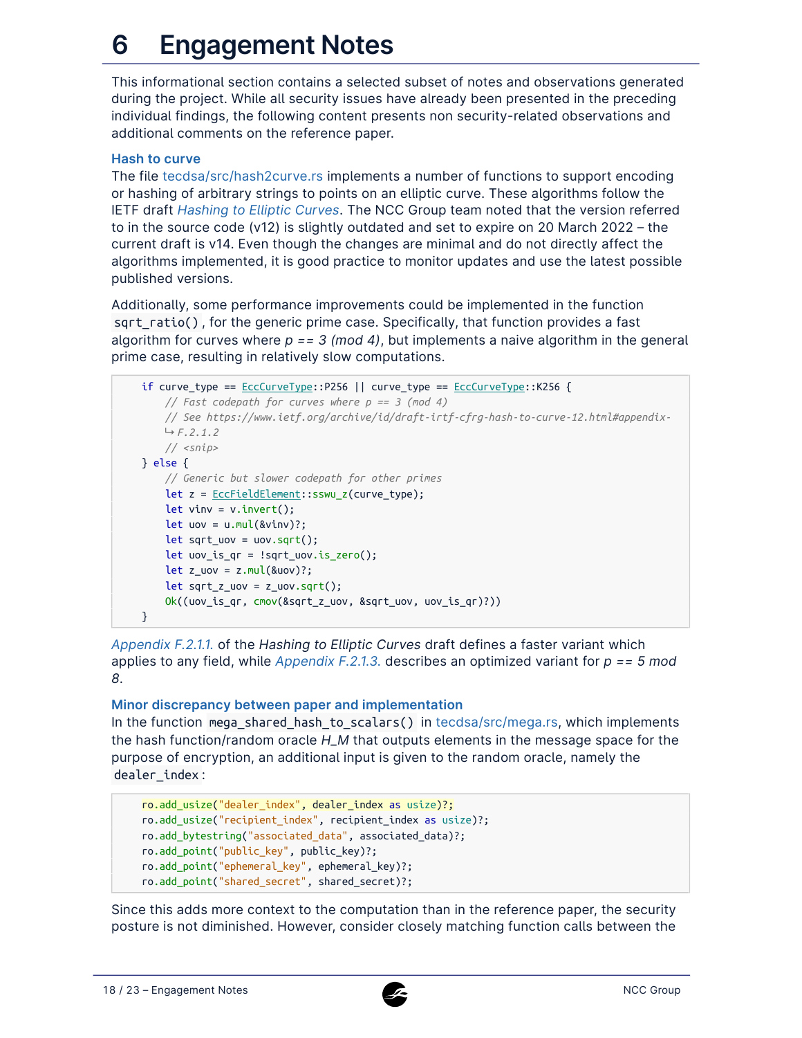# 6 Engagement Notes

This informational section contains a selected subset of notes and observations generated during the project. While all security issues have already been presented in the preceding individual findings, the following content presents non security-related observations and additional comments on the reference paper.

### Hash to curve

The file tecdsa/src/hash2curve.rs implements a number of functions to support encoding or hashing of arbitrary strings to points on an elliptic curve. These algorithms follow the IETF draft *Hashing to Elliptic Curves*. The NCC Group team noted that the version referred to in the source code (v12) is slightly outdated and set to expire on 20 March 2022 – the current draft is v14. Even though the changes are minimal and do not directly affect the algorithms implemented, it is good practice to monitor updates and use the latest possible published versions.

Additionally, some performance improvements could be implemented in the function `sqrt_ratio()`, for the generic prime case. Specifically, that function provides a fast algorithm for curves where *p == 3 (mod 4)*, but implements a naive algorithm in the general prime case, resulting in relatively slow computations.

```
if curve_type == EccCurveType::P256 || curve_type == EccCurveType::K256 {
    // Fast codepath for curves where p == 3 (mod 4)
    // See https://www.ietf.org/archive/id/draft-irtf-cfrg-hash-to-curve-12.html#appendix-
    ↪ F.2.1.2
    // <snip>
} else {
    // Generic but slower codepath for other primes
    let z = EccFieldElement::sswu_z(curve_type);
    let vinv = v.invert();
    let uov = u.mul(&vinv)?;
    let sqrt_uov = uov.sqrt();
    let uov_is_qr = !sqrt_uov.is_zero();
    let z_uov = z.mul(&uov)?;
    let sqrt_z_uov = z_uov.sqrt();
    Ok((uov_is_qr, cmov(&sqrt_z_uov, &sqrt_uov, uov_is_qr)?))
}
```

*Appendix F.2.1.1.* of the *Hashing to Elliptic Curves* draft defines a faster variant which applies to any field, while *Appendix F.2.1.3.* describes an optimized variant for *p == 5 mod 8*.

### Minor discrepancy between paper and implementation

In the function `mega_shared_hash_to_scalars()` in tecdsa/src/mega.rs, which implements the hash function/random oracle *H_M* that outputs elements in the message space for the purpose of encryption, an additional input is given to the random oracle, namely the `dealer_index`:

```
ro.add_usize("dealer_index", dealer_index as usize)?;
ro.add_usize("recipient_index", recipient_index as usize)?;
ro.add_bytestring("associated_data", associated_data)?;
ro.add_point("public_key", public_key)?;
ro.add_point("ephemeral_key", ephemeral_key)?;
ro.add_point("shared_secret", shared_secret)?;
```

Since this adds more context to the computation than in the reference paper, the security posture is not diminished. However, consider closely matching function calls between the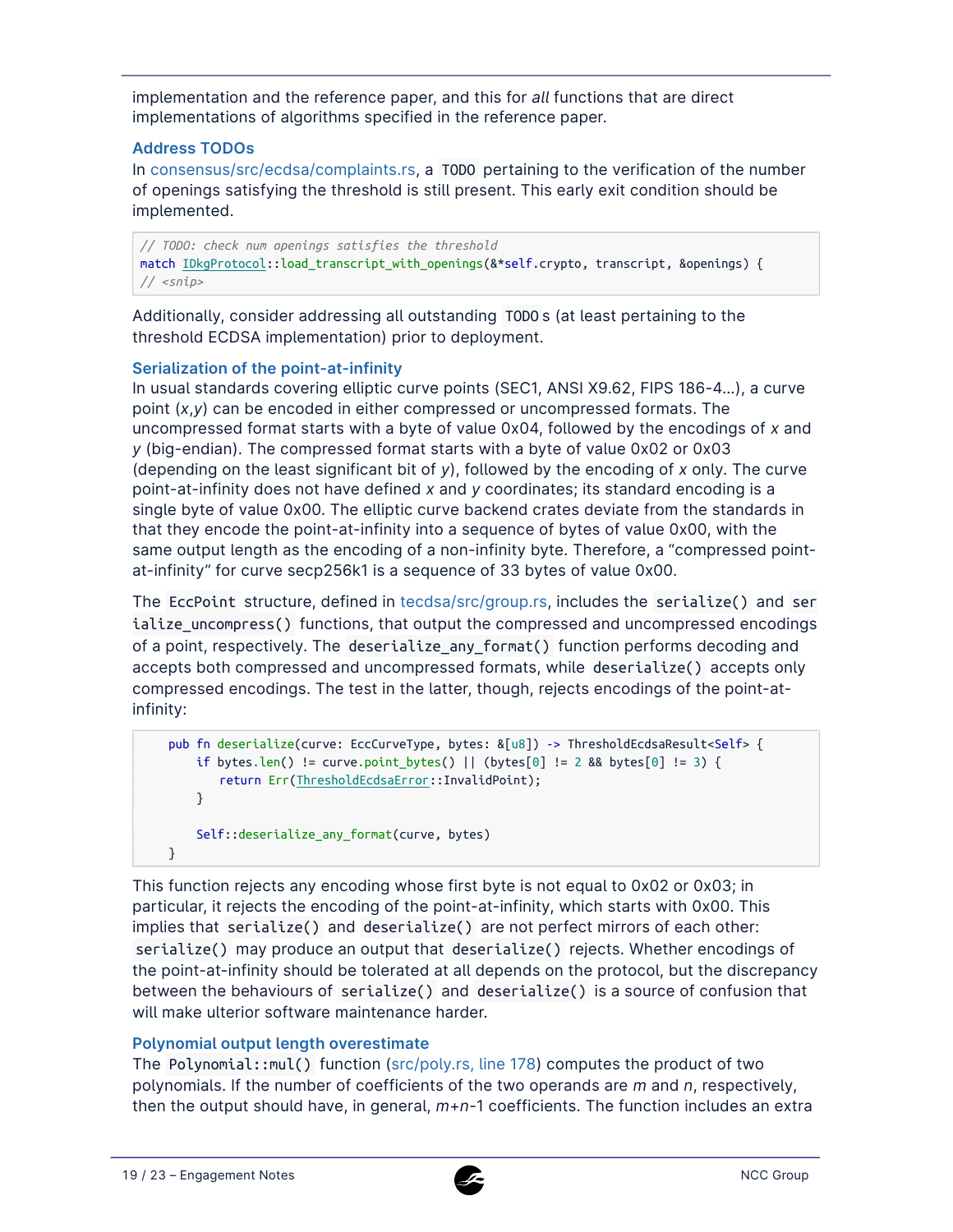implementation and the reference paper, and this for *all* functions that are direct implementations of algorithms specified in the reference paper.

### Address TODOs

In consensus/src/ecdsa/complaints.rs, a `TODO` pertaining to the verification of the number of openings satisfying the threshold is still present. This early exit condition should be implemented.

```
// TODO: check num openings satisfies the threshold
match IDkgProtocol::load_transcript_with_openings(&*self.crypto, transcript, &openings) {
// <snip>
```

Additionally, consider addressing all outstanding `TODO` s (at least pertaining to the threshold ECDSA implementation) prior to deployment.

### Serialization of the point-at-infinity

In usual standards covering elliptic curve points (SEC1, ANSI X9.62, FIPS 186-4...), a curve point ($x$,$y$) can be encoded in either compressed or uncompressed formats. The uncompressed format starts with a byte of value 0x04, followed by the encodings of $x$ and $y$ (big-endian). The compressed format starts with a byte of value 0x02 or 0x03 (depending on the least significant bit of $y$), followed by the encoding of $x$ only. The curve point-at-infinity does not have defined $x$ and $y$ coordinates; its standard encoding is a single byte of value 0x00. The elliptic curve backend crates deviate from the standards in that they encode the point-at-infinity into a sequence of bytes of value 0x00, with the same output length as the encoding of a non-infinity byte. Therefore, a "compressed point-at-infinity" for curve secp256k1 is a sequence of 33 bytes of value 0x00.

The `EccPoint` structure, defined in tecdsa/src/group.rs, includes the `serialize()` and `serialize_uncompress()` functions, that output the compressed and uncompressed encodings of a point, respectively. The `deserialize_any_format()` function performs decoding and accepts both compressed and uncompressed formats, while `deserialize()` accepts only compressed encodings. The test in the latter, though, rejects encodings of the point-at-infinity:

```
    pub fn deserialize(curve: EccCurveType, bytes: &[u8]) -> ThresholdEcdsaResult<Self> {
        if bytes.len() != curve.point_bytes() || (bytes[0] != 2 && bytes[0] != 3) {
            return Err(ThresholdEcdsaError::InvalidPoint);
        }

        Self::deserialize_any_format(curve, bytes)
    }
```

This function rejects any encoding whose first byte is not equal to 0x02 or 0x03; in particular, it rejects the encoding of the point-at-infinity, which starts with 0x00. This implies that `serialize()` and `deserialize()` are not perfect mirrors of each other: `serialize()` may produce an output that `deserialize()` rejects. Whether encodings of the point-at-infinity should be tolerated at all depends on the protocol, but the discrepancy between the behaviours of `serialize()` and `deserialize()` is a source of confusion that will make ulterior software maintenance harder.

### Polynomial output length overestimate

The `Polynomial::mul()` function (src/poly.rs, line 178) computes the product of two polynomials. If the number of coefficients of the two operands are $m$ and $n$, respectively, then the output should have, in general, $m$+$n$-1 coefficients. The function includes an extra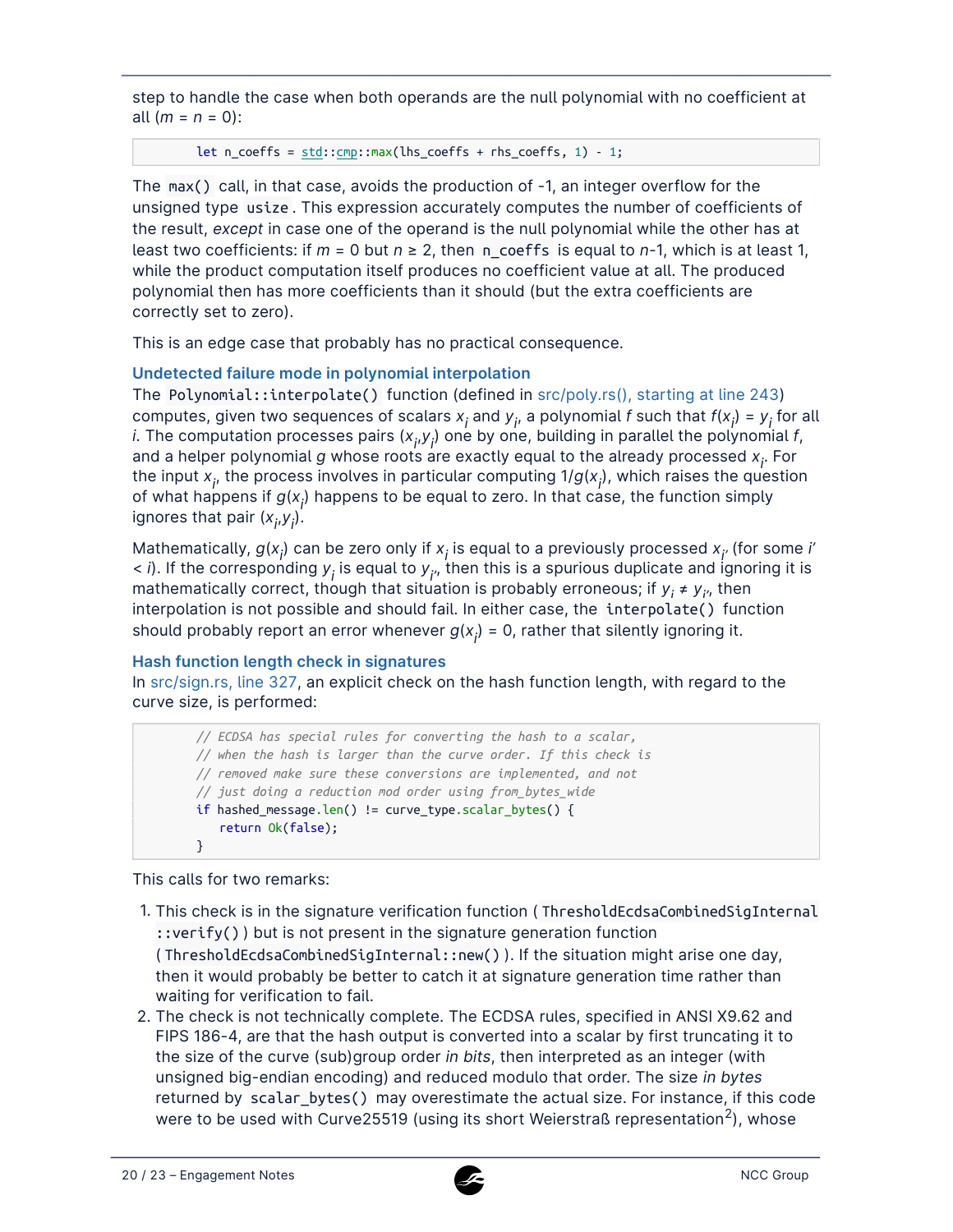step to handle the case when both operands are the null polynomial with no coefficient at all ($m = n = 0$):

```
        let n_coeffs = std::cmp::max(lhs_coeffs + rhs_coeffs, 1) - 1;
```

The `max()` call, in that case, avoids the production of -1, an integer overflow for the unsigned type `usize`. This expression accurately computes the number of coefficients of the result, *except* in case one of the operand is the null polynomial while the other has at least two coefficients: if $m = 0$ but $n \geq 2$, then `n_coeffs` is equal to $n$-1, which is at least 1, while the product computation itself produces no coefficient value at all. The produced polynomial then has more coefficients than it should (but the extra coefficients are correctly set to zero).

This is an edge case that probably has no practical consequence.

### Undetected failure mode in polynomial interpolation

The `Polynomial::interpolate()` function (defined in src/poly.rs(), starting at line 243) computes, given two sequences of scalars $x_i$ and $y_i$, a polynomial $f$ such that $f(x_i) = y_i$ for all $i$. The computation processes pairs $(x_i,y_i)$ one by one, building in parallel the polynomial $f$, and a helper polynomial $g$ whose roots are exactly equal to the already processed $x_i$. For the input $x_i$, the process involves in particular computing $1/g(x_i)$, which raises the question of what happens if $g(x_i)$ happens to be equal to zero. In that case, the function simply ignores that pair $(x_i,y_i)$.

Mathematically, $g(x_i)$ can be zero only if $x_i$ is equal to a previously processed $x_{i'}$ (for some $i' < i$). If the corresponding $y_i$ is equal to $y_{i'}$, then this is a spurious duplicate and ignoring it is mathematically correct, though that situation is probably erroneous; if $y_i \neq y_{i'}$, then interpolation is not possible and should fail. In either case, the `interpolate()` function should probably report an error whenever $g(x_i) = 0$, rather that silently ignoring it.

### Hash function length check in signatures

In src/sign.rs, line 327, an explicit check on the hash function length, with regard to the curve size, is performed:

```
        // ECDSA has special rules for converting the hash to a scalar,
        // when the hash is larger than the curve order. If this check is
        // removed make sure these conversions are implemented, and not
        // just doing a reduction mod order using from_bytes_wide
        if hashed_message.len() != curve_type.scalar_bytes() {
            return Ok(false);
        }
```

This calls for two remarks:

1. This check is in the signature verification function ( `ThresholdEcdsaCombinedSigInternal::verify()` ) but is not present in the signature generation function ( `ThresholdEcdsaCombinedSigInternal::new()` ). If the situation might arise one day, then it would probably be better to catch it at signature generation time rather than waiting for verification to fail.
2. The check is not technically complete. The ECDSA rules, specified in ANSI X9.62 and FIPS 186-4, are that the hash output is converted into a scalar by first truncating it to the size of the curve (sub)group order *in bits*, then interpreted as an integer (with unsigned big-endian encoding) and reduced modulo that order. The size *in bytes* returned by `scalar_bytes()` may overestimate the actual size. For instance, if this code were to be used with Curve25519 (using its short Weierstraß representation[2]), whose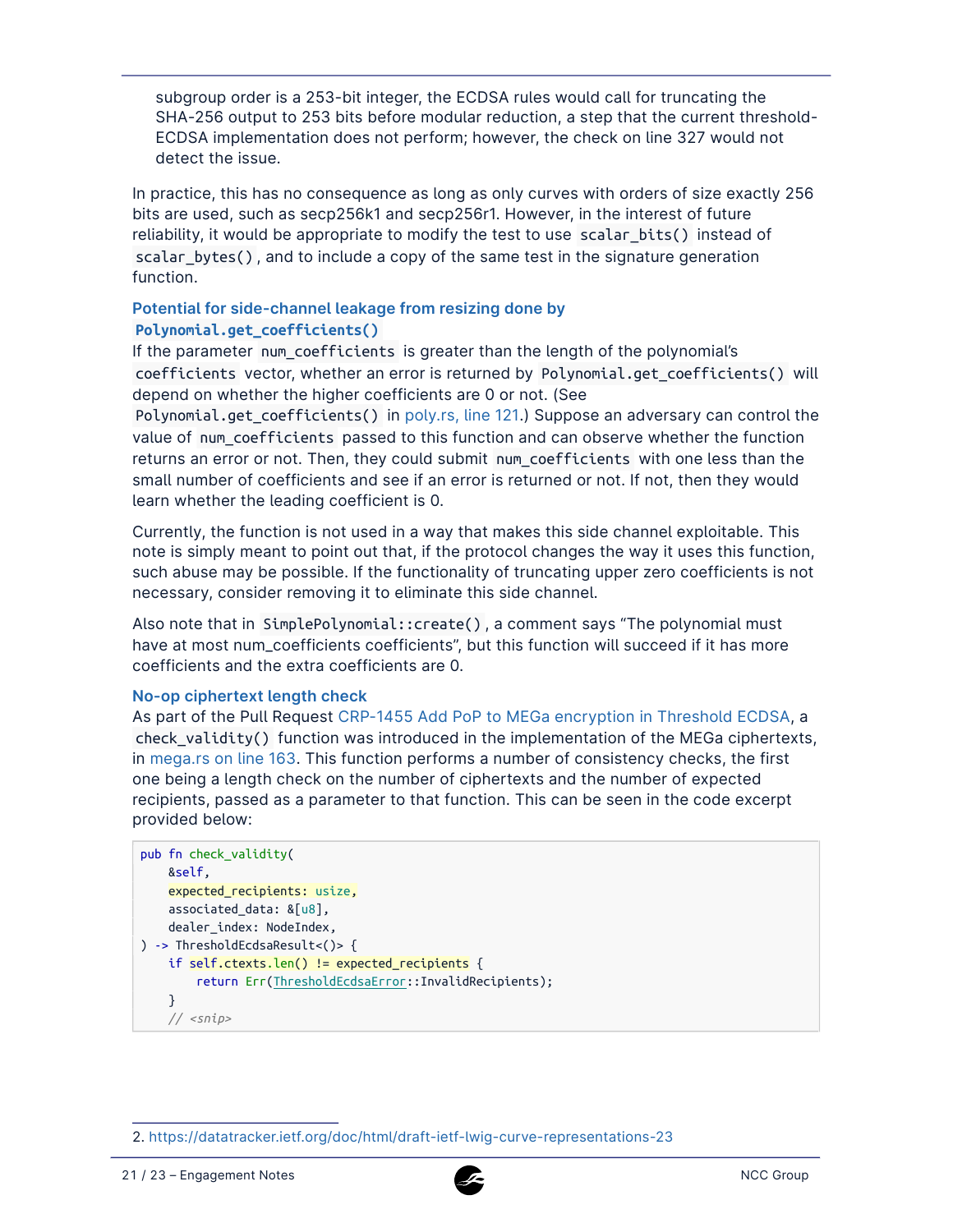subgroup order is a 253-bit integer, the ECDSA rules would call for truncating the SHA-256 output to 253 bits before modular reduction, a step that the current threshold-ECDSA implementation does not perform; however, the check on line 327 would not detect the issue.

In practice, this has no consequence as long as only curves with orders of size exactly 256 bits are used, such as secp256k1 and secp256r1. However, in the interest of future reliability, it would be appropriate to modify the test to use `scalar_bits()` instead of `scalar_bytes()`, and to include a copy of the same test in the signature generation function.

### Potential for side-channel leakage from resizing done by `Polynomial.get_coefficients()`

If the parameter `num_coefficients` is greater than the length of the polynomial's `coefficients` vector, whether an error is returned by `Polynomial.get_coefficients()` will depend on whether the higher coefficients are 0 or not. (See `Polynomial.get_coefficients()` in poly.rs, line 121.) Suppose an adversary can control the value of `num_coefficients` passed to this function and can observe whether the function returns an error or not. Then, they could submit `num_coefficients` with one less than the small number of coefficients and see if an error is returned or not. If not, then they would learn whether the leading coefficient is 0.

Currently, the function is not used in a way that makes this side channel exploitable. This note is simply meant to point out that, if the protocol changes the way it uses this function, such abuse may be possible. If the functionality of truncating upper zero coefficients is not necessary, consider removing it to eliminate this side channel.

Also note that in `SimplePolynomial::create()`, a comment says "The polynomial must have at most num_coefficients coefficients", but this function will succeed if it has more coefficients and the extra coefficients are 0.

### No-op ciphertext length check

As part of the Pull Request CRP-1455 Add PoP to MEGa encryption in Threshold ECDSA, a `check_validity()` function was introduced in the implementation of the MEGa ciphertexts, in mega.rs on line 163. This function performs a number of consistency checks, the first one being a length check on the number of ciphertexts and the number of expected recipients, passed as a parameter to that function. This can be seen in the code excerpt provided below:

```
pub fn check_validity(
    &self,
    expected_recipients: usize,
    associated_data: &[u8],
    dealer_index: NodeIndex,
) -> ThresholdEcdsaResult<()> {
    if self.ctexts.len() != expected_recipients {
        return Err(ThresholdEcdsaError::InvalidRecipients);
    }
    // <snip>
```

2. https://datatracker.ietf.org/doc/html/draft-ietf-lwig-curve-representations-23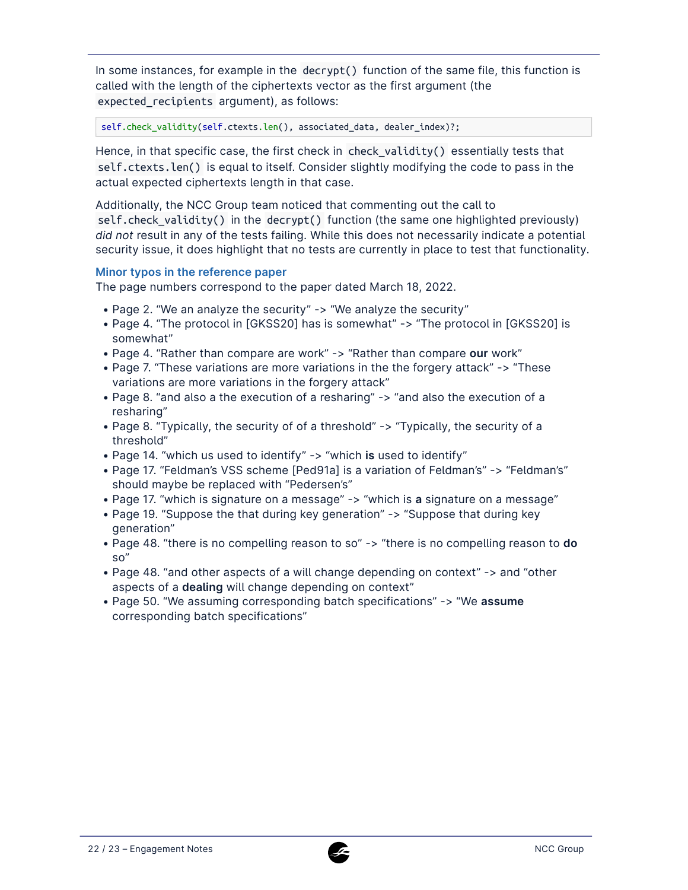In some instances, for example in the `decrypt()` function of the same file, this function is called with the length of the ciphertexts vector as the first argument (the `expected_recipients` argument), as follows:

```
self.check_validity(self.ctexts.len(), associated_data, dealer_index)?;
```

Hence, in that specific case, the first check in `check_validity()` essentially tests that `self.ctexts.len()` is equal to itself. Consider slightly modifying the code to pass in the actual expected ciphertexts length in that case.

Additionally, the NCC Group team noticed that commenting out the call to `self.check_validity()` in the `decrypt()` function (the same one highlighted previously) *did not* result in any of the tests failing. While this does not necessarily indicate a potential security issue, it does highlight that no tests are currently in place to test that functionality.

### Minor typos in the reference paper

The page numbers correspond to the paper dated March 18, 2022.

- Page 2. "We an analyze the security" -> "We analyze the security"
- Page 4. "The protocol in [GKSS20] has is somewhat" -> "The protocol in [GKSS20] is somewhat"
- Page 4. "Rather than compare are work" -> "Rather than compare **our** work"
- Page 7. "These variations are more variations in the the forgery attack" -> "These variations are more variations in the forgery attack"
- Page 8. "and also a the execution of a resharing" -> "and also the execution of a resharing"
- Page 8. "Typically, the security of of a threshold" -> "Typically, the security of a threshold"
- Page 14. "which us used to identify" -> "which **is** used to identify"
- Page 17. "Feldman's VSS scheme [Ped91a] is a variation of Feldman's" -> "Feldman's" should maybe be replaced with "Pedersen's"
- Page 17. "which is signature on a message" -> "which is **a** signature on a message"
- Page 19. "Suppose the that during key generation" -> "Suppose that during key generation"
- Page 48. "there is no compelling reason to so" -> "there is no compelling reason to **do** so"
- Page 48. "and other aspects of a will change depending on context" -> and "other aspects of a **dealing** will change depending on context"
- Page 50. "We assuming corresponding batch specifications" -> "We **assume** corresponding batch specifications"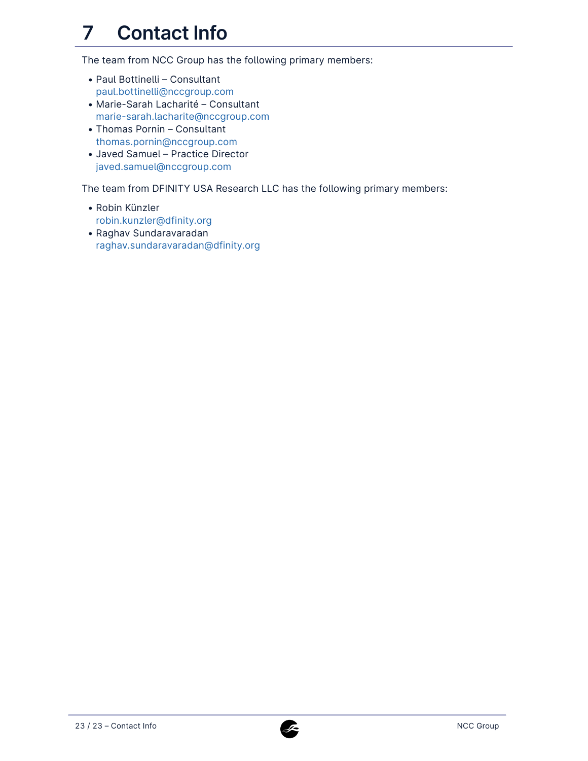# 7 Contact Info

The team from NCC Group has the following primary members:

- Paul Bottinelli – Consultant
  paul.bottinelli@nccgroup.com
- Marie-Sarah Lacharité – Consultant
  marie-sarah.lacharite@nccgroup.com
- Thomas Pornin – Consultant
  thomas.pornin@nccgroup.com
- Javed Samuel – Practice Director
  javed.samuel@nccgroup.com

The team from DFINITY USA Research LLC has the following primary members:

- Robin Künzler
  robin.kunzler@dfinity.org
- Raghav Sundaravaradan
  raghav.sundaravaradan@dfinity.org